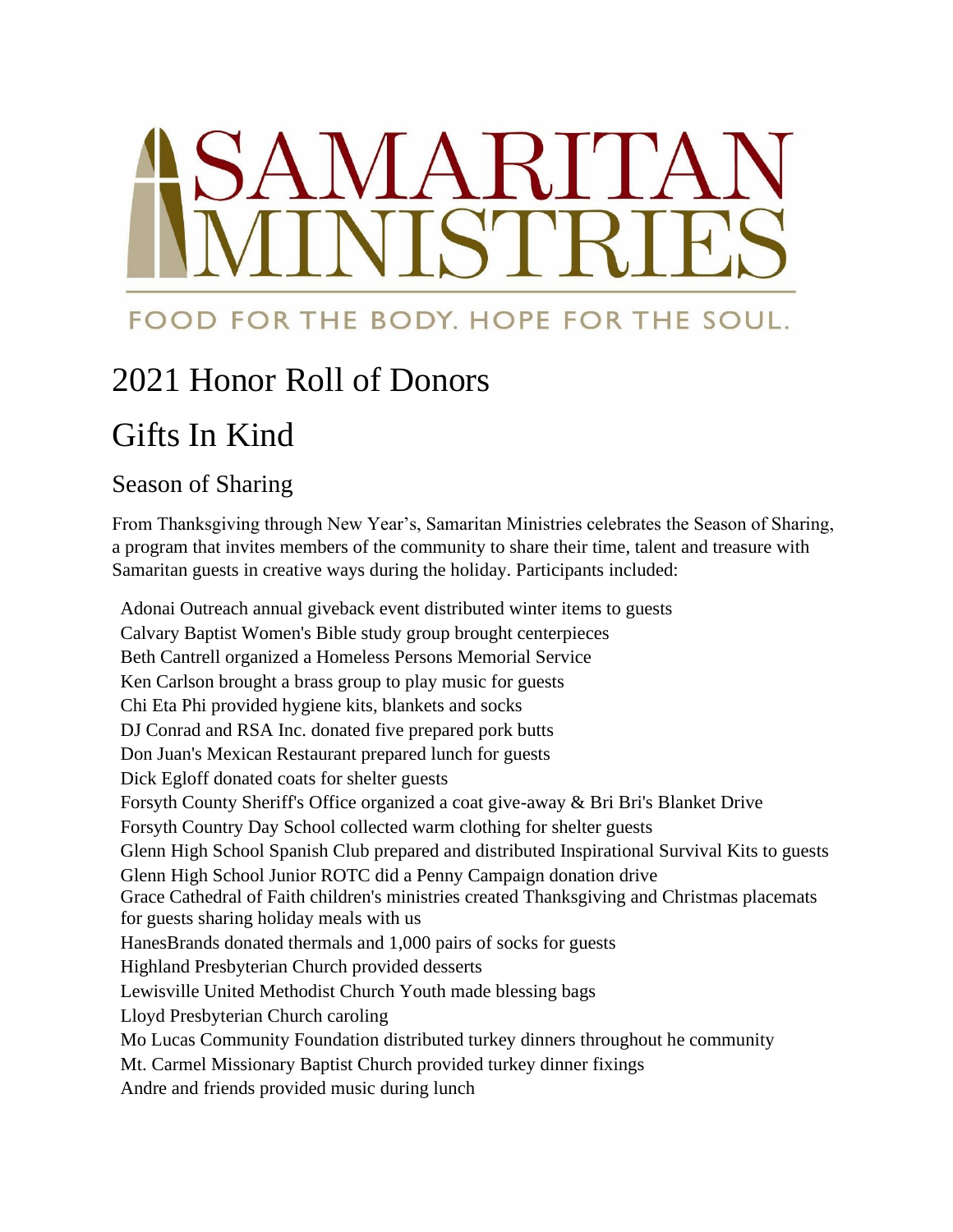# SAMARITAN MINISTRIES

FOOD FOR THE BODY. HOPE FOR THE SOUL.

# 2021 Honor Roll of Donors

# Gifts In Kind

## Season of Sharing

From Thanksgiving through New Year's, Samaritan Ministries celebrates the Season of Sharing, a program that invites members of the community to share their time, talent and treasure with Samaritan guests in creative ways during the holiday. Participants included:

Adonai Outreach annual giveback event distributed winter items to guests
Calvary Baptist Women's Bible study group brought centerpieces
Beth Cantrell organized a Homeless Persons Memorial Service
Ken Carlson brought a brass group to play music for guests
Chi Eta Phi provided hygiene kits, blankets and socks
DJ Conrad and RSA Inc. donated five prepared pork butts
Don Juan's Mexican Restaurant prepared lunch for guests
Dick Egloff donated coats for shelter guests
Forsyth County Sheriff's Office organized a coat give-away & Bri Bri's Blanket Drive
Forsyth Country Day School collected warm clothing for shelter guests
Glenn High School Spanish Club prepared and distributed Inspirational Survival Kits to guests
Glenn High School Junior ROTC did a Penny Campaign donation drive
Grace Cathedral of Faith children's ministries created Thanksgiving and Christmas placemats for guests sharing holiday meals with us
HanesBrands donated thermals and 1,000 pairs of socks for guests
Highland Presbyterian Church provided desserts
Lewisville United Methodist Church Youth made blessing bags
Lloyd Presbyterian Church caroling
Mo Lucas Community Foundation distributed turkey dinners throughout he community
Mt. Carmel Missionary Baptist Church provided turkey dinner fixings
Andre and friends provided music during lunch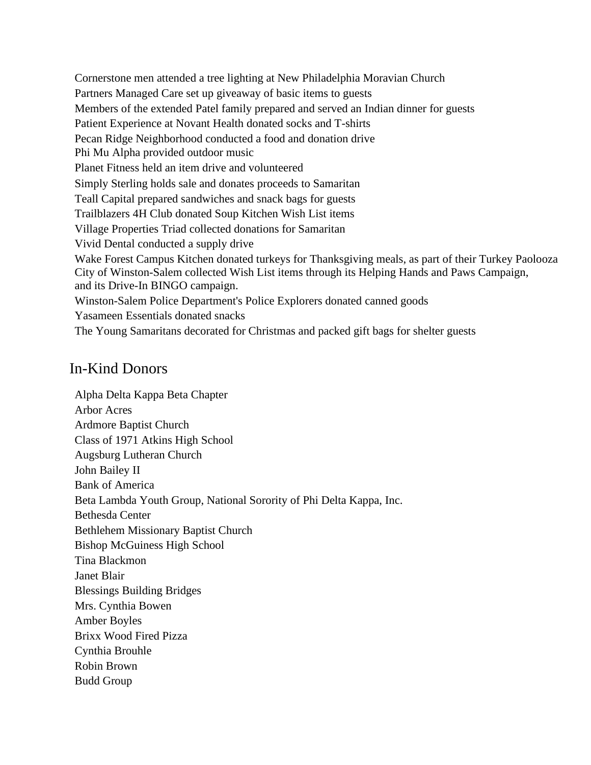Cornerstone men attended a tree lighting at New Philadelphia Moravian Church
Partners Managed Care set up giveaway of basic items to guests
Members of the extended Patel family prepared and served an Indian dinner for guests
Patient Experience at Novant Health donated socks and T-shirts
Pecan Ridge Neighborhood conducted a food and donation drive
Phi Mu Alpha provided outdoor music
Planet Fitness held an item drive and volunteered
Simply Sterling holds sale and donates proceeds to Samaritan
Teall Capital prepared sandwiches and snack bags for guests
Trailblazers 4H Club donated Soup Kitchen Wish List items
Village Properties Triad collected donations for Samaritan
Vivid Dental conducted a supply drive
Wake Forest Campus Kitchen donated turkeys for Thanksgiving meals, as part of their Turkey Paolooza
City of Winston-Salem collected Wish List items through its Helping Hands and Paws Campaign, and its Drive-In BINGO campaign.
Winston-Salem Police Department's Police Explorers donated canned goods
Yasameen Essentials donated snacks
The Young Samaritans decorated for Christmas and packed gift bags for shelter guests

## In-Kind Donors

Alpha Delta Kappa Beta Chapter
Arbor Acres
Ardmore Baptist Church
Class of 1971 Atkins High School
Augsburg Lutheran Church
John Bailey II
Bank of America
Beta Lambda Youth Group, National Sorority of Phi Delta Kappa, Inc.
Bethesda Center
Bethlehem Missionary Baptist Church
Bishop McGuiness High School
Tina Blackmon
Janet Blair
Blessings Building Bridges
Mrs. Cynthia Bowen
Amber Boyles
Brixx Wood Fired Pizza
Cynthia Brouhle
Robin Brown
Budd Group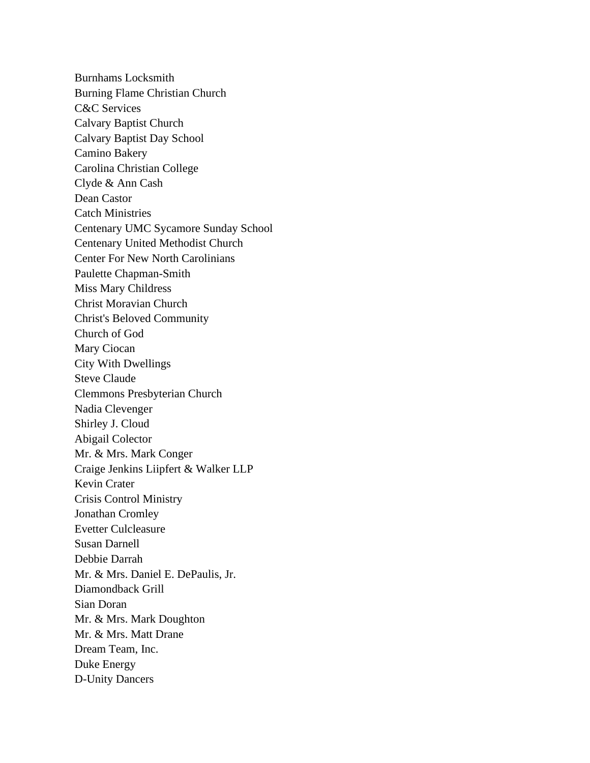Burnhams Locksmith
Burning Flame Christian Church
C&C Services
Calvary Baptist Church
Calvary Baptist Day School
Camino Bakery
Carolina Christian College
Clyde & Ann Cash
Dean Castor
Catch Ministries
Centenary UMC Sycamore Sunday School
Centenary United Methodist Church
Center For New North Carolinians
Paulette Chapman-Smith
Miss Mary Childress
Christ Moravian Church
Christ's Beloved Community
Church of God
Mary Ciocan
City With Dwellings
Steve Claude
Clemmons Presbyterian Church
Nadia Clevenger
Shirley J. Cloud
Abigail Colector
Mr. & Mrs. Mark Conger
Craige Jenkins Liipfert & Walker LLP
Kevin Crater
Crisis Control Ministry
Jonathan Cromley
Evetter Culcleasure
Susan Darnell
Debbie Darrah
Mr. & Mrs. Daniel E. DePaulis, Jr.
Diamondback Grill
Sian Doran
Mr. & Mrs. Mark Doughton
Mr. & Mrs. Matt Drane
Dream Team, Inc.
Duke Energy
D-Unity Dancers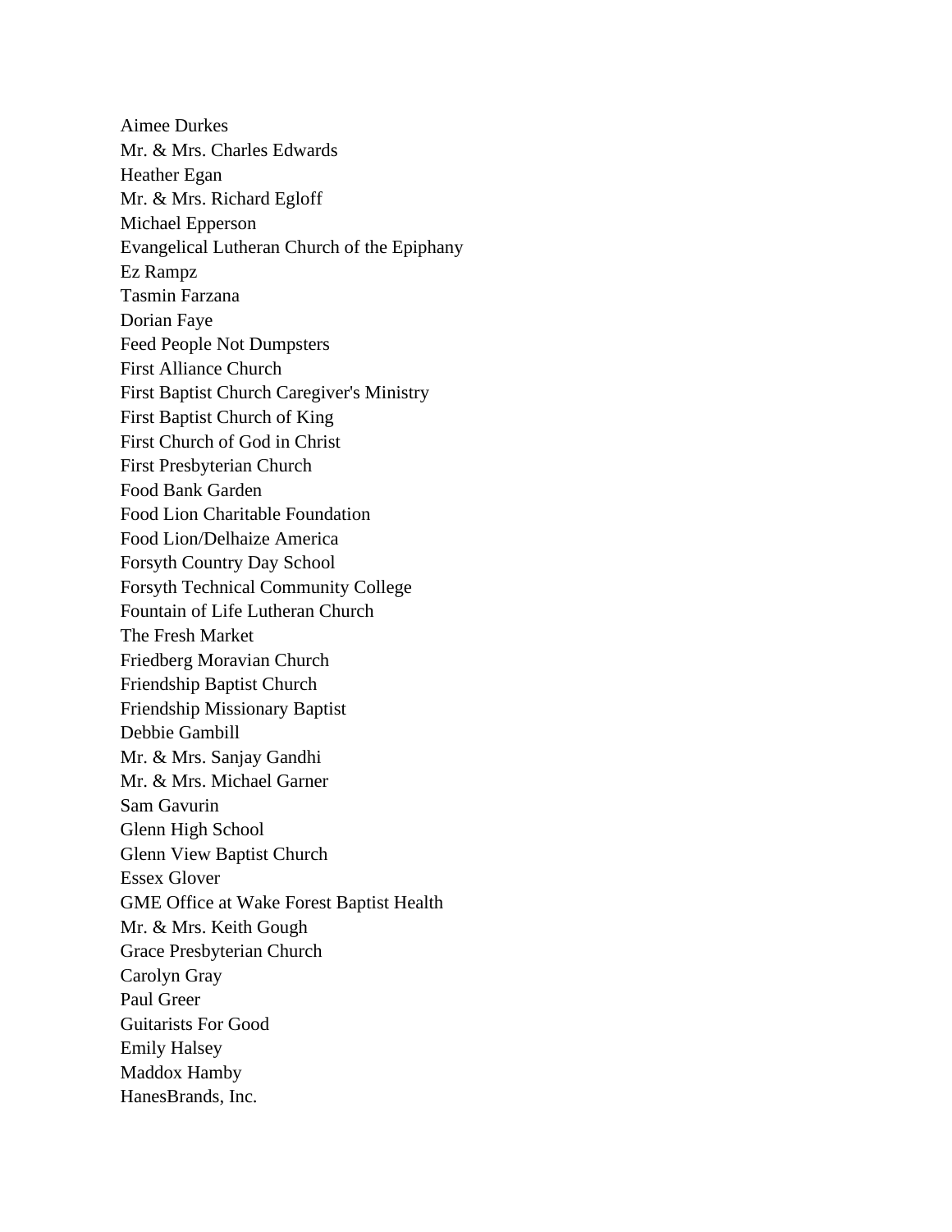Aimee Durkes
Mr. & Mrs. Charles Edwards
Heather Egan
Mr. & Mrs. Richard Egloff
Michael Epperson
Evangelical Lutheran Church of the Epiphany
Ez Rampz
Tasmin Farzana
Dorian Faye
Feed People Not Dumpsters
First Alliance Church
First Baptist Church Caregiver's Ministry
First Baptist Church of King
First Church of God in Christ
First Presbyterian Church
Food Bank Garden
Food Lion Charitable Foundation
Food Lion/Delhaize America
Forsyth Country Day School
Forsyth Technical Community College
Fountain of Life Lutheran Church
The Fresh Market
Friedberg Moravian Church
Friendship Baptist Church
Friendship Missionary Baptist
Debbie Gambill
Mr. & Mrs. Sanjay Gandhi
Mr. & Mrs. Michael Garner
Sam Gavurin
Glenn High School
Glenn View Baptist Church
Essex Glover
GME Office at Wake Forest Baptist Health
Mr. & Mrs. Keith Gough
Grace Presbyterian Church
Carolyn Gray
Paul Greer
Guitarists For Good
Emily Halsey
Maddox Hamby
HanesBrands, Inc.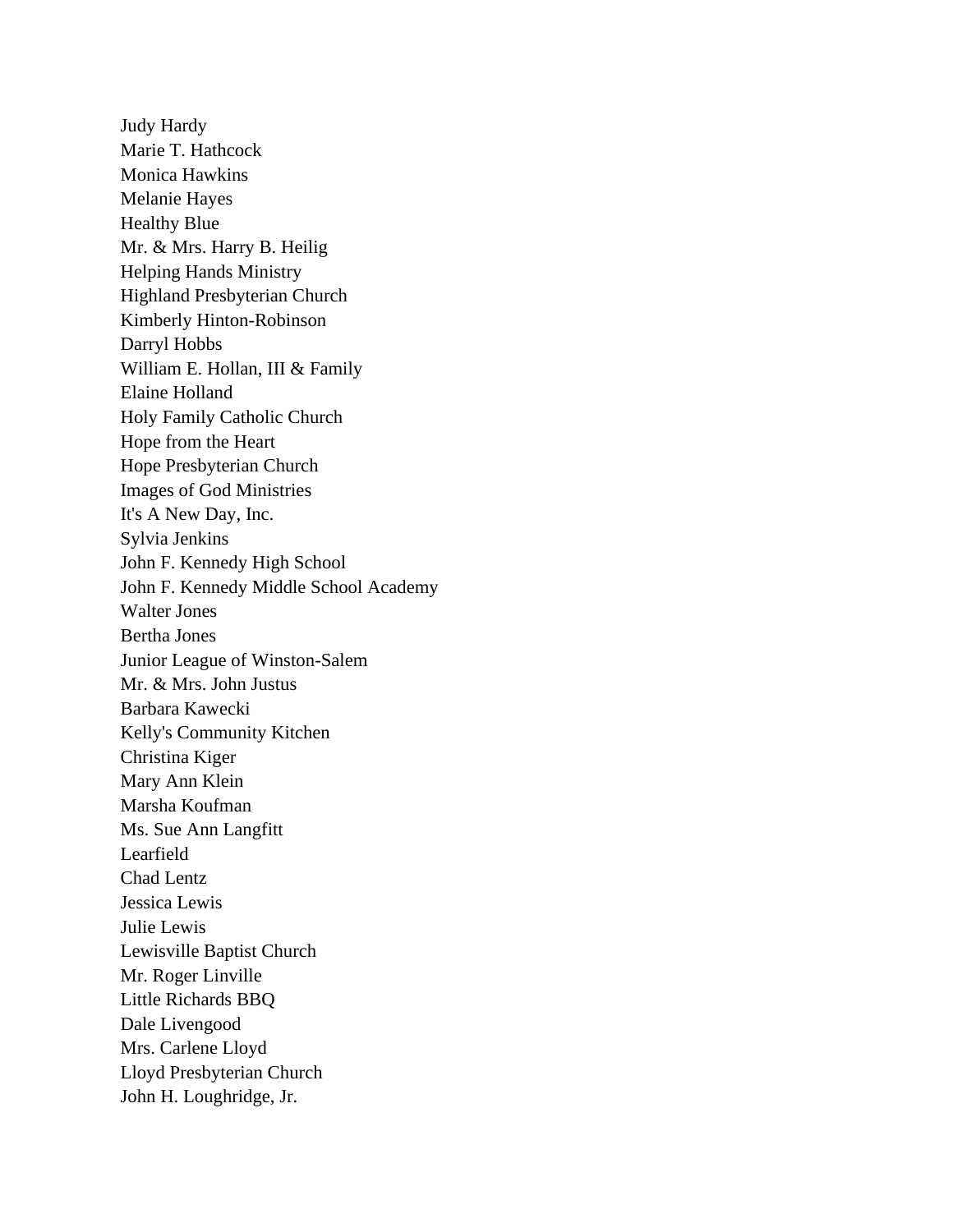Judy Hardy
Marie T. Hathcock
Monica Hawkins
Melanie Hayes
Healthy Blue
Mr. & Mrs. Harry B. Heilig
Helping Hands Ministry
Highland Presbyterian Church
Kimberly Hinton-Robinson
Darryl Hobbs
William E. Hollan, III & Family
Elaine Holland
Holy Family Catholic Church
Hope from the Heart
Hope Presbyterian Church
Images of God Ministries
It's A New Day, Inc.
Sylvia Jenkins
John F. Kennedy High School
John F. Kennedy Middle School Academy
Walter Jones
Bertha Jones
Junior League of Winston-Salem
Mr. & Mrs. John Justus
Barbara Kawecki
Kelly's Community Kitchen
Christina Kiger
Mary Ann Klein
Marsha Koufman
Ms. Sue Ann Langfitt
Learfield
Chad Lentz
Jessica Lewis
Julie Lewis
Lewisville Baptist Church
Mr. Roger Linville
Little Richards BBQ
Dale Livengood
Mrs. Carlene Lloyd
Lloyd Presbyterian Church
John H. Loughridge, Jr.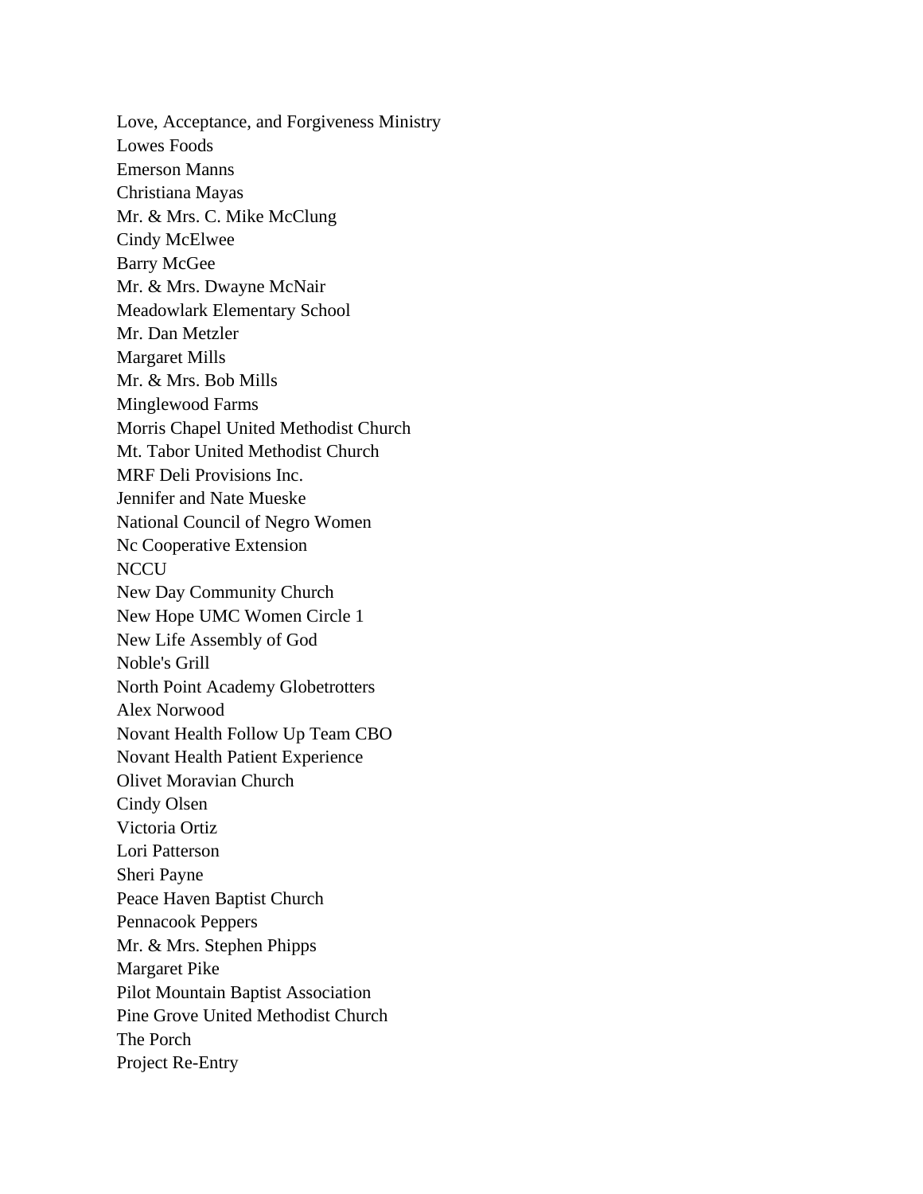Love, Acceptance, and Forgiveness Ministry
Lowes Foods
Emerson Manns
Christiana Mayas
Mr. & Mrs. C. Mike McClung
Cindy McElwee
Barry McGee
Mr. & Mrs. Dwayne McNair
Meadowlark Elementary School
Mr. Dan Metzler
Margaret Mills
Mr. & Mrs. Bob Mills
Minglewood Farms
Morris Chapel United Methodist Church
Mt. Tabor United Methodist Church
MRF Deli Provisions Inc.
Jennifer and Nate Mueske
National Council of Negro Women
Nc Cooperative Extension
NCCU
New Day Community Church
New Hope UMC Women Circle 1
New Life Assembly of God
Noble's Grill
North Point Academy Globetrotters
Alex Norwood
Novant Health Follow Up Team CBO
Novant Health Patient Experience
Olivet Moravian Church
Cindy Olsen
Victoria Ortiz
Lori Patterson
Sheri Payne
Peace Haven Baptist Church
Pennacook Peppers
Mr. & Mrs. Stephen Phipps
Margaret Pike
Pilot Mountain Baptist Association
Pine Grove United Methodist Church
The Porch
Project Re-Entry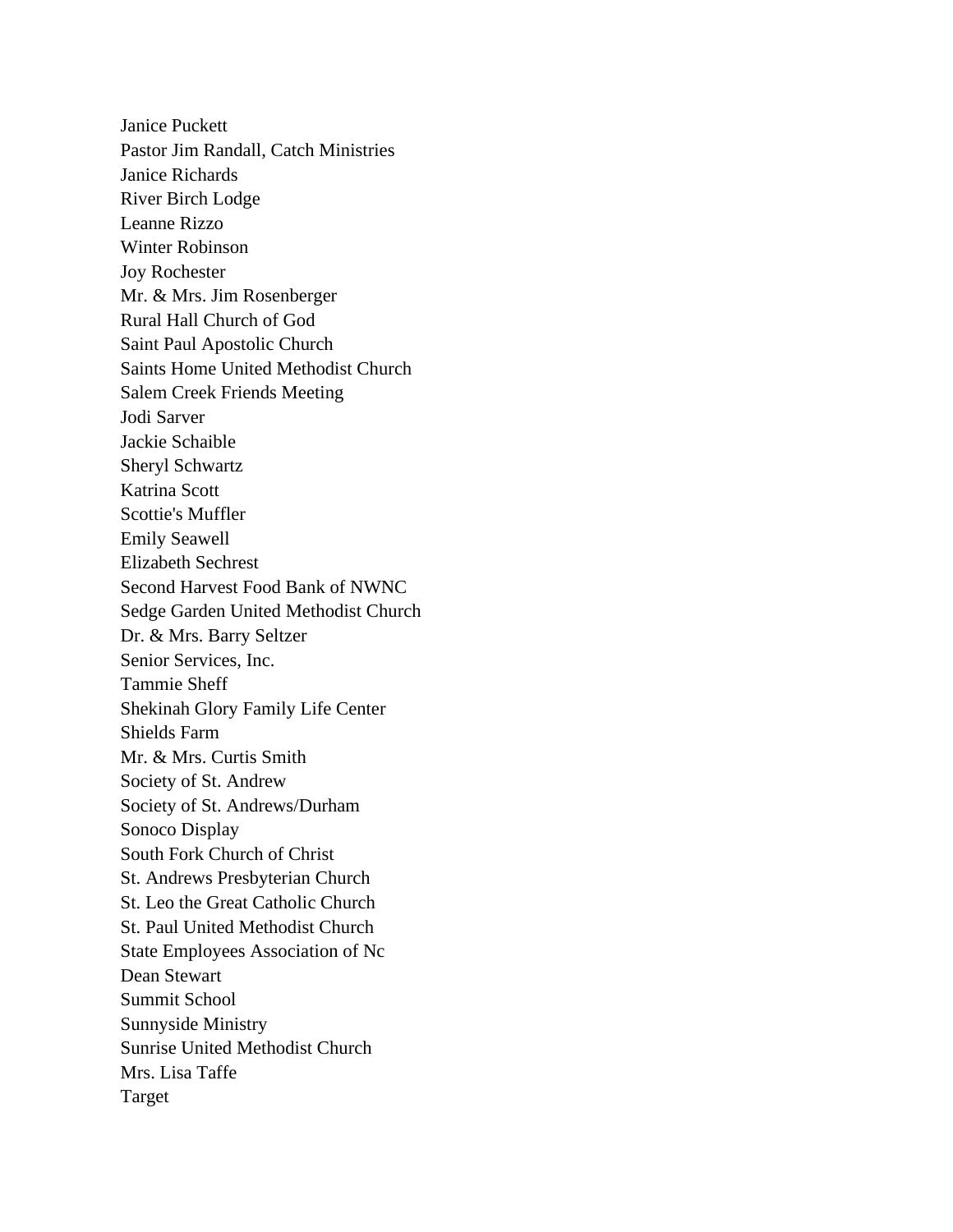Janice Puckett
Pastor Jim Randall, Catch Ministries
Janice Richards
River Birch Lodge
Leanne Rizzo
Winter Robinson
Joy Rochester
Mr. & Mrs. Jim Rosenberger
Rural Hall Church of God
Saint Paul Apostolic Church
Saints Home United Methodist Church
Salem Creek Friends Meeting
Jodi Sarver
Jackie Schaible
Sheryl Schwartz
Katrina Scott
Scottie's Muffler
Emily Seawell
Elizabeth Sechrest
Second Harvest Food Bank of NWNC
Sedge Garden United Methodist Church
Dr. & Mrs. Barry Seltzer
Senior Services, Inc.
Tammie Sheff
Shekinah Glory Family Life Center
Shields Farm
Mr. & Mrs. Curtis Smith
Society of St. Andrew
Society of St. Andrews/Durham
Sonoco Display
South Fork Church of Christ
St. Andrews Presbyterian Church
St. Leo the Great Catholic Church
St. Paul United Methodist Church
State Employees Association of Nc
Dean Stewart
Summit School
Sunnyside Ministry
Sunrise United Methodist Church
Mrs. Lisa Taffe
Target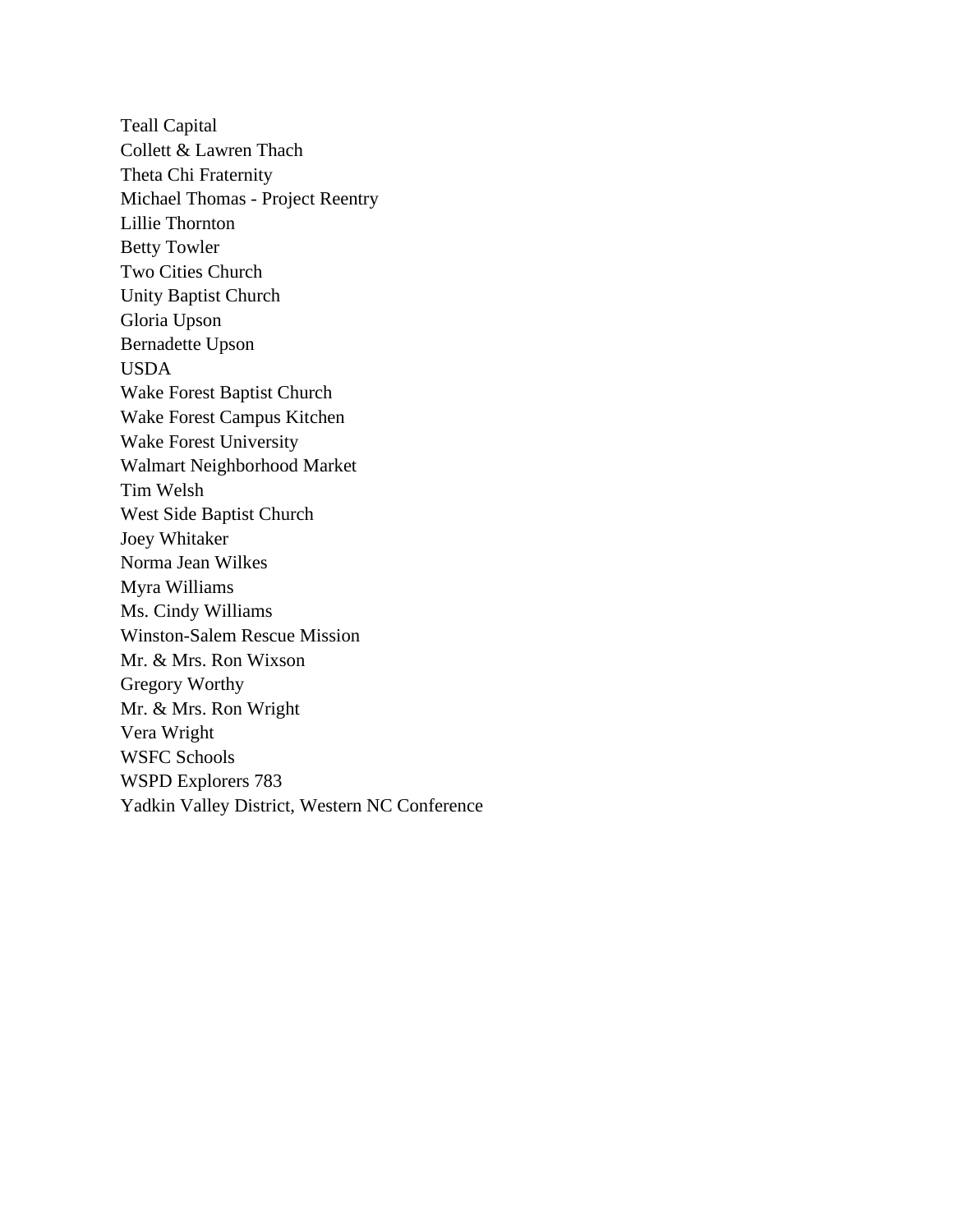Teall Capital
Collett & Lawren Thach
Theta Chi Fraternity
Michael Thomas - Project Reentry
Lillie Thornton
Betty Towler
Two Cities Church
Unity Baptist Church
Gloria Upson
Bernadette Upson
USDA
Wake Forest Baptist Church
Wake Forest Campus Kitchen
Wake Forest University
Walmart Neighborhood Market
Tim Welsh
West Side Baptist Church
Joey Whitaker
Norma Jean Wilkes
Myra Williams
Ms. Cindy Williams
Winston-Salem Rescue Mission
Mr. & Mrs. Ron Wixson
Gregory Worthy
Mr. & Mrs. Ron Wright
Vera Wright
WSFC Schools
WSPD Explorers 783
Yadkin Valley District, Western NC Conference